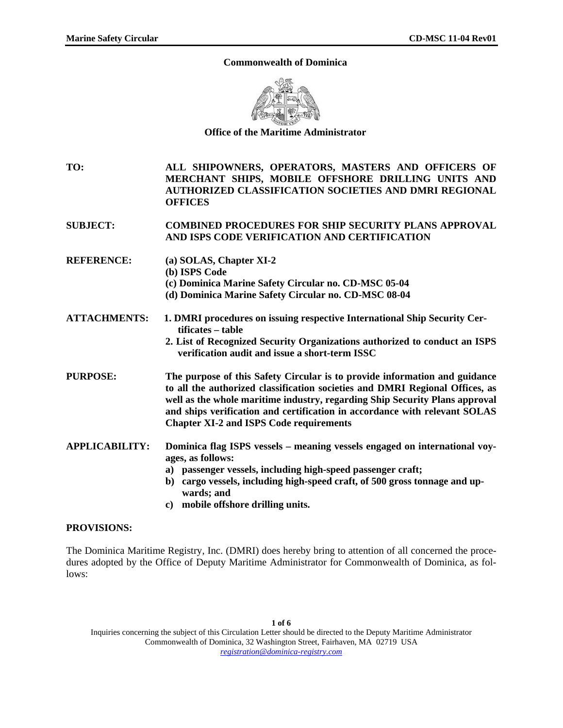**Commonwealth of Dominica**

**Office of the Maritime Administrator**

**TO:** **ALL SHIPOWNERS, OPERATORS, MASTERS AND OFFICERS OF MERCHANT SHIPS, MOBILE OFFSHORE DRILLING UNITS AND AUTHORIZED CLASSIFICATION SOCIETIES AND DMRI REGIONAL OFFICES**

**SUBJECT:** **COMBINED PROCEDURES FOR SHIP SECURITY PLANS APPROVAL AND ISPS CODE VERIFICATION AND CERTIFICATION**

**REFERENCE:**
**(a) SOLAS, Chapter XI-2**
**(b) ISPS Code**
**(c) Dominica Marine Safety Circular no. CD-MSC 05-04**
**(d) Dominica Marine Safety Circular no. CD-MSC 08-04**

**ATTACHMENTS:**
**1. DMRI procedures on issuing respective International Ship Security Certificates – table**
**2. List of Recognized Security Organizations authorized to conduct an ISPS verification audit and issue a short-term ISSC**

**PURPOSE:** **The purpose of this Safety Circular is to provide information and guidance to all the authorized classification societies and DMRI Regional Offices, as well as the whole maritime industry, regarding Ship Security Plans approval and ships verification and certification in accordance with relevant SOLAS Chapter XI-2 and ISPS Code requirements**

**APPLICABILITY:** **Dominica flag ISPS vessels – meaning vessels engaged on international voyages, as follows:**

**a) passenger vessels, including high-speed passenger craft;**
**b) cargo vessels, including high-speed craft, of 500 gross tonnage and upwards; and**
**c) mobile offshore drilling units.**

**PROVISIONS:**

The Dominica Maritime Registry, Inc. (DMRI) does hereby bring to attention of all concerned the procedures adopted by the Office of Deputy Maritime Administrator for Commonwealth of Dominica, as follows: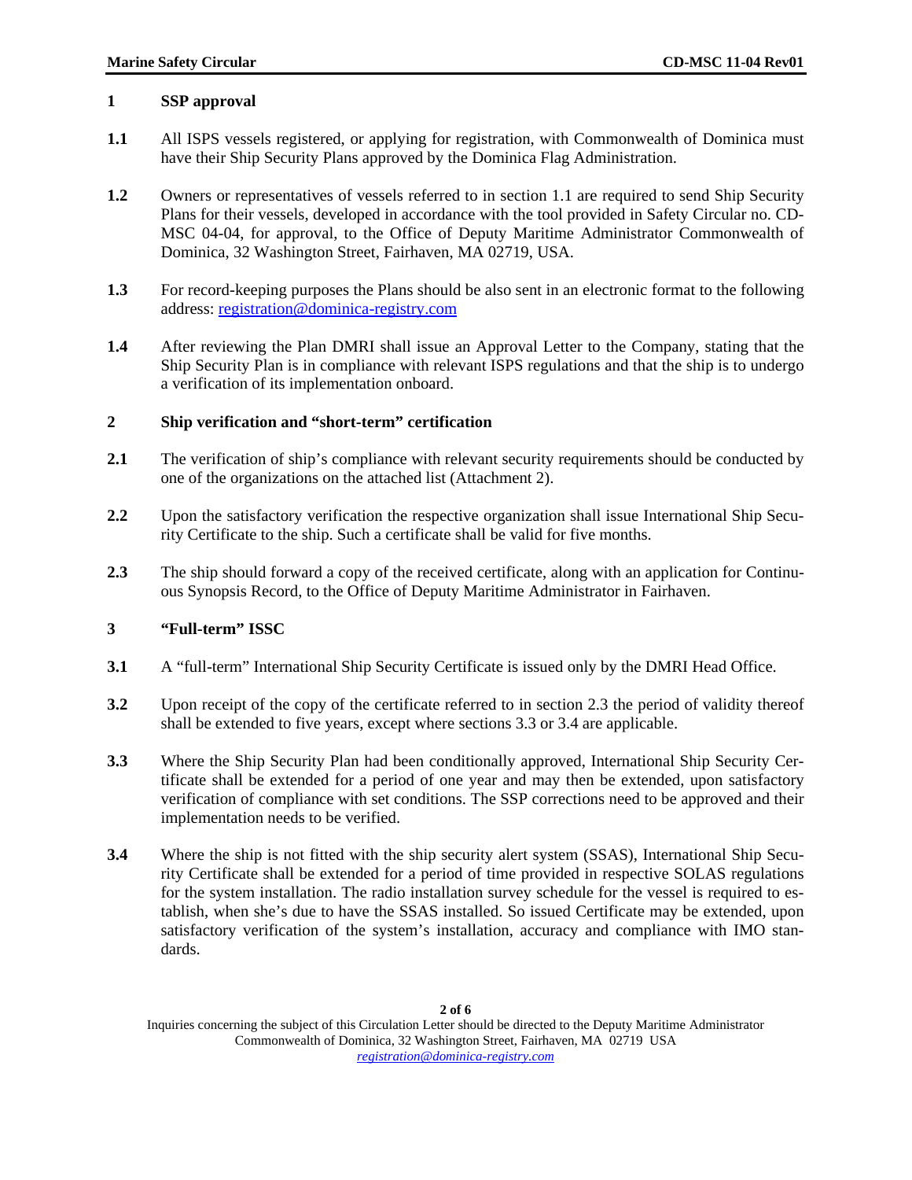## 1 SSP approval

**1.1** All ISPS vessels registered, or applying for registration, with Commonwealth of Dominica must have their Ship Security Plans approved by the Dominica Flag Administration.

**1.2** Owners or representatives of vessels referred to in section 1.1 are required to send Ship Security Plans for their vessels, developed in accordance with the tool provided in Safety Circular no. CD-MSC 04-04, for approval, to the Office of Deputy Maritime Administrator Commonwealth of Dominica, 32 Washington Street, Fairhaven, MA 02719, USA.

**1.3** For record-keeping purposes the Plans should be also sent in an electronic format to the following address: registration@dominica-registry.com

**1.4** After reviewing the Plan DMRI shall issue an Approval Letter to the Company, stating that the Ship Security Plan is in compliance with relevant ISPS regulations and that the ship is to undergo a verification of its implementation onboard.

## 2 Ship verification and "short-term" certification

**2.1** The verification of ship's compliance with relevant security requirements should be conducted by one of the organizations on the attached list (Attachment 2).

**2.2** Upon the satisfactory verification the respective organization shall issue International Ship Security Certificate to the ship. Such a certificate shall be valid for five months.

**2.3** The ship should forward a copy of the received certificate, along with an application for Continuous Synopsis Record, to the Office of Deputy Maritime Administrator in Fairhaven.

## 3 "Full-term" ISSC

**3.1** A "full-term" International Ship Security Certificate is issued only by the DMRI Head Office.

**3.2** Upon receipt of the copy of the certificate referred to in section 2.3 the period of validity thereof shall be extended to five years, except where sections 3.3 or 3.4 are applicable.

**3.3** Where the Ship Security Plan had been conditionally approved, International Ship Security Certificate shall be extended for a period of one year and may then be extended, upon satisfactory verification of compliance with set conditions. The SSP corrections need to be approved and their implementation needs to be verified.

**3.4** Where the ship is not fitted with the ship security alert system (SSAS), International Ship Security Certificate shall be extended for a period of time provided in respective SOLAS regulations for the system installation. The radio installation survey schedule for the vessel is required to establish, when she's due to have the SSAS installed. So issued Certificate may be extended, upon satisfactory verification of the system's installation, accuracy and compliance with IMO standards.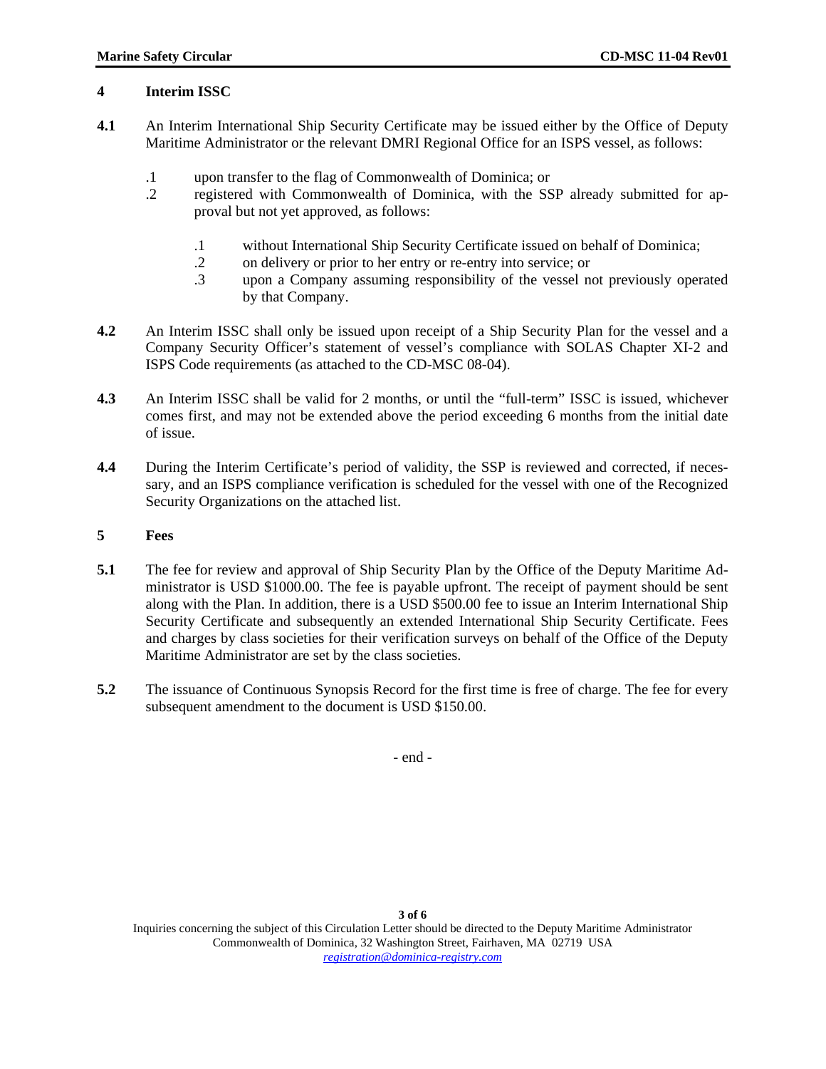## 4 Interim ISSC

**4.1** An Interim International Ship Security Certificate may be issued either by the Office of Deputy Maritime Administrator or the relevant DMRI Regional Office for an ISPS vessel, as follows:

- .1 upon transfer to the flag of Commonwealth of Dominica; or
- .2 registered with Commonwealth of Dominica, with the SSP already submitted for approval but not yet approved, as follows:
  - .1 without International Ship Security Certificate issued on behalf of Dominica;
  - .2 on delivery or prior to her entry or re-entry into service; or
  - .3 upon a Company assuming responsibility of the vessel not previously operated by that Company.

**4.2** An Interim ISSC shall only be issued upon receipt of a Ship Security Plan for the vessel and a Company Security Officer's statement of vessel's compliance with SOLAS Chapter XI-2 and ISPS Code requirements (as attached to the CD-MSC 08-04).

**4.3** An Interim ISSC shall be valid for 2 months, or until the "full-term" ISSC is issued, whichever comes first, and may not be extended above the period exceeding 6 months from the initial date of issue.

**4.4** During the Interim Certificate's period of validity, the SSP is reviewed and corrected, if necessary, and an ISPS compliance verification is scheduled for the vessel with one of the Recognized Security Organizations on the attached list.

## 5 Fees

**5.1** The fee for review and approval of Ship Security Plan by the Office of the Deputy Maritime Administrator is USD $1000.00. The fee is payable upfront. The receipt of payment should be sent along with the Plan. In addition, there is a USD $500.00 fee to issue an Interim International Ship Security Certificate and subsequently an extended International Ship Security Certificate. Fees and charges by class societies for their verification surveys on behalf of the Office of the Deputy Maritime Administrator are set by the class societies.

**5.2** The issuance of Continuous Synopsis Record for the first time is free of charge. The fee for every subsequent amendment to the document is USD $150.00.

- end -

Inquiries concerning the subject of this Circulation Letter should be directed to the Deputy Maritime Administrator
Commonwealth of Dominica, 32 Washington Street, Fairhaven, MA 02719 USA
*registration@dominica-registry.com*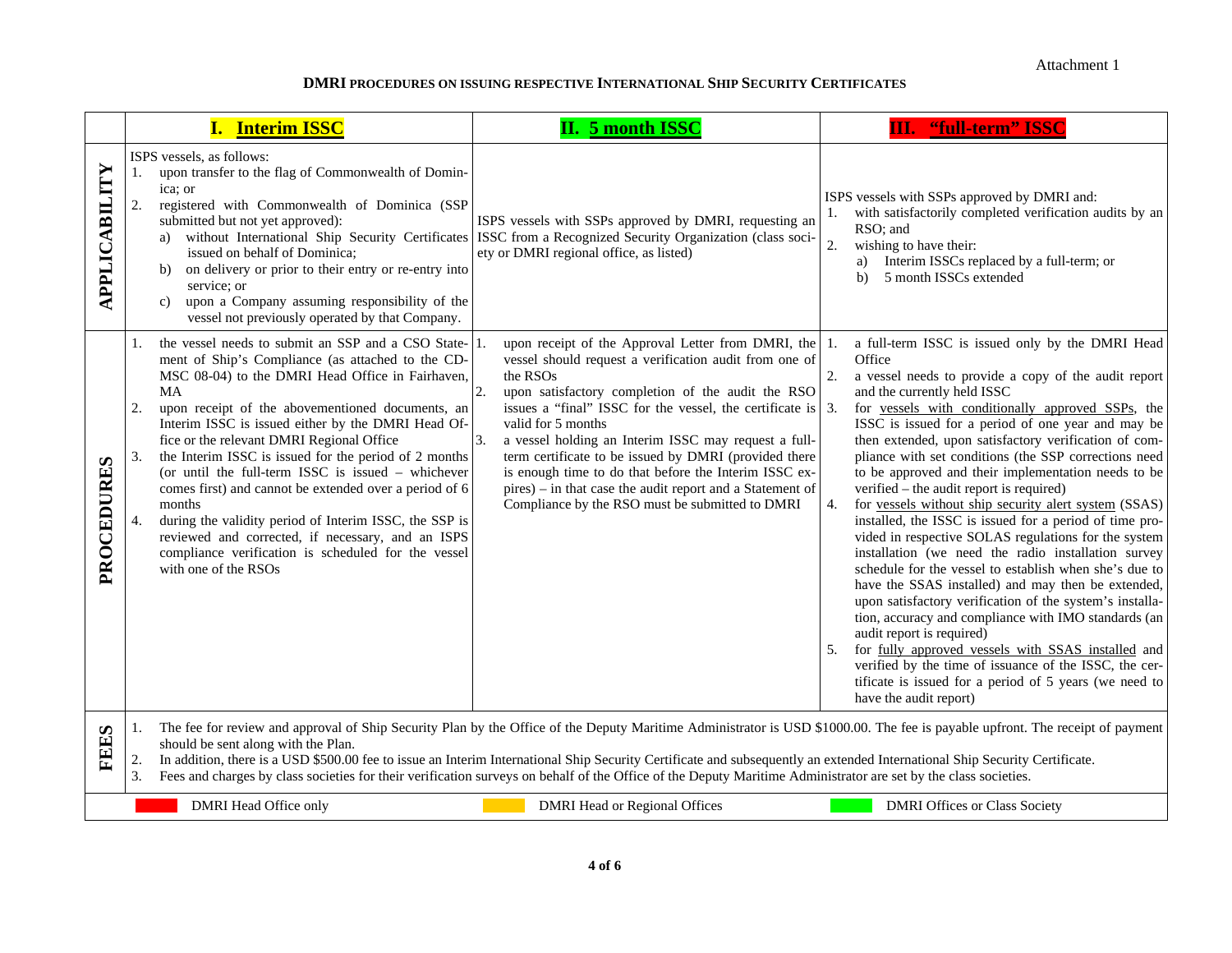Attachment 1

**DMRI PROCEDURES ON ISSUING RESPECTIVE INTERNATIONAL SHIP SECURITY CERTIFICATES**

| | **I. Interim ISSC** | **II. 5 month ISSC** | **III. "full-term" ISSC** |
|---|---|---|---|
| **APPLICABILITY** | ISPS vessels, as follows:<br>1. upon transfer to the flag of Commonwealth of Dominica; or<br>2. registered with Commonwealth of Dominica (SSP submitted but not yet approved):<br>a) without International Ship Security Certificates issued on behalf of Dominica;<br>b) on delivery or prior to their entry or re-entry into service; or<br>c) upon a Company assuming responsibility of the vessel not previously operated by that Company. | ISPS vessels with SSPs approved by DMRI, requesting an ISSC from a Recognized Security Organization (class society or DMRI regional office, as listed) | ISPS vessels with SSPs approved by DMRI and:<br>1. with satisfactorily completed verification audits by an RSO; and<br>2. wishing to have their:<br>a) Interim ISSCs replaced by a full-term; or<br>b) 5 month ISSCs extended |
| **PROCEDURES** | 1. the vessel needs to submit an SSP and a CSO Statement of Ship's Compliance (as attached to the CD-MSC 08-04) to the DMRI Head Office in Fairhaven, MA<br>2. upon receipt of the abovementioned documents, an Interim ISSC is issued either by the DMRI Head Office or the relevant DMRI Regional Office<br>3. the Interim ISSC is issued for the period of 2 months (or until the full-term ISSC is issued – whichever comes first) and cannot be extended over a period of 6 months<br>4. during the validity period of Interim ISSC, the SSP is reviewed and corrected, if necessary, and an ISPS compliance verification is scheduled for the vessel with one of the RSOs | 1. upon receipt of the Approval Letter from DMRI, the vessel should request a verification audit from one of the RSOs<br>2. upon satisfactory completion of the audit the RSO issues a "final" ISSC for the vessel, the certificate is valid for 5 months<br>3. a vessel holding an Interim ISSC may request a full-term certificate to be issued by DMRI (provided there is enough time to do that before the Interim ISSC expires) – in that case the audit report and a Statement of Compliance by the RSO must be submitted to DMRI | 1. a full-term ISSC is issued only by the DMRI Head Office<br>2. a vessel needs to provide a copy of the audit report and the currently held ISSC<br>3. for vessels with conditionally approved SSPs, the ISSC is issued for a period of one year and may be then extended, upon satisfactory verification of compliance with set conditions (the SSP corrections need to be approved and their implementation needs to be verified – the audit report is required)<br>4. for vessels without ship security alert system (SSAS) installed, the ISSC is issued for a period of time provided in respective SOLAS regulations for the system installation (we need the radio installation survey schedule for the vessel to establish when she's due to have the SSAS installed) and may then be extended, upon satisfactory verification of the system's installation, accuracy and compliance with IMO standards (an audit report is required)<br>5. for fully approved vessels with SSAS installed and verified by the time of issuance of the ISSC, the certificate is issued for a period of 5 years (we need to have the audit report) |
| **FEES** | 1. The fee for review and approval of Ship Security Plan by the Office of the Deputy Maritime Administrator is USD $1000.00. The fee is payable upfront. The receipt of payment should be sent along with the Plan.<br>2. In addition, there is a USD $500.00 fee to issue an Interim International Ship Security Certificate and subsequently an extended International Ship Security Certificate.<br>3. Fees and charges by class societies for their verification surveys on behalf of the Office of the Deputy Maritime Administrator are set by the class societies. | | |

Legend: Red – DMRI Head Office only; Yellow – DMRI Head or Regional Offices; Green – DMRI Offices or Class Society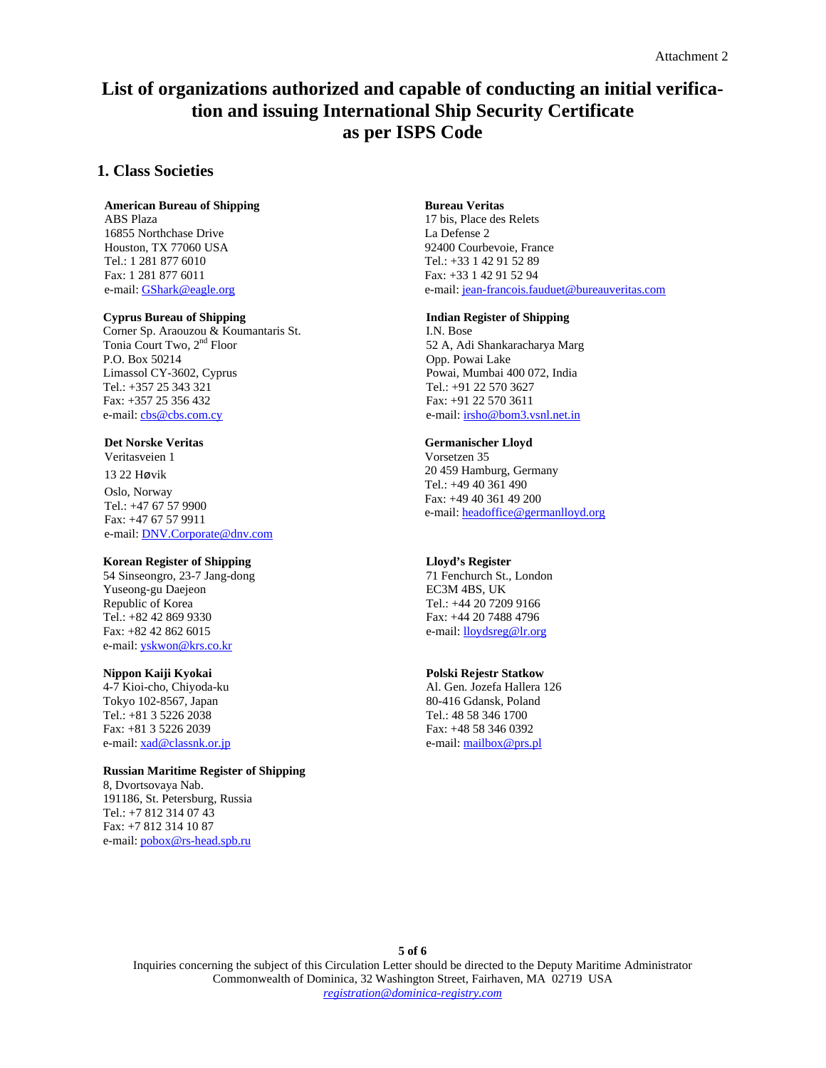Attachment 2

# List of organizations authorized and capable of conducting an initial verification and issuing International Ship Security Certificate as per ISPS Code

## 1. Class Societies

**American Bureau of Shipping**
ABS Plaza
16855 Northchase Drive
Houston, TX 77060 USA
Tel.: 1 281 877 6010
Fax: 1 281 877 6011
e-mail: GShark@eagle.org

**Bureau Veritas**
17 bis, Place des Relets
La Defense 2
92400 Courbevoie, France
Tel.: +33 1 42 91 52 89
Fax: +33 1 42 91 52 94
e-mail: jean-francois.fauduet@bureauveritas.com

**Cyprus Bureau of Shipping**
Corner Sp. Araouzou & Koumantaris St.
Tonia Court Two, 2nd Floor
P.O. Box 50214
Limassol CY-3602, Cyprus
Tel.: +357 25 343 321
Fax: +357 25 356 432
e-mail: cbs@cbs.com.cy

**Indian Register of Shipping**
I.N. Bose
52 A, Adi Shankaracharya Marg
Opp. Powai Lake
Powai, Mumbai 400 072, India
Tel.: +91 22 570 3627
Fax: +91 22 570 3611
e-mail: irsho@bom3.vsnl.net.in

**Det Norske Veritas**
Veritasveien 1
13 22 Høvik
Oslo, Norway
Tel.: +47 67 57 9900
Fax: +47 67 57 9911
e-mail: DNV.Corporate@dnv.com

**Germanischer Lloyd**
Vorsetzen 35
20 459 Hamburg, Germany
Tel.: +49 40 361 490
Fax: +49 40 361 49 200
e-mail: headoffice@germanlloyd.org

**Korean Register of Shipping**
54 Sinseongro, 23-7 Jang-dong
Yuseong-gu Daejeon
Republic of Korea
Tel.: +82 42 869 9330
Fax: +82 42 862 6015
e-mail: yskwon@krs.co.kr

**Lloyd's Register**
71 Fenchurch St., London
EC3M 4BS, UK
Tel.: +44 20 7209 9166
Fax: +44 20 7488 4796
e-mail: lloydsreg@lr.org

**Nippon Kaiji Kyokai**
4-7 Kioi-cho, Chiyoda-ku
Tokyo 102-8567, Japan
Tel.: +81 3 5226 2038
Fax: +81 3 5226 2039
e-mail: xad@classnk.or.jp

**Polski Rejestr Statkow**
Al. Gen. Jozefa Hallera 126
80-416 Gdansk, Poland
Tel.: 48 58 346 1700
Fax: +48 58 346 0392
e-mail: mailbox@prs.pl

**Russian Maritime Register of Shipping**
8, Dvortsovaya Nab.
191186, St. Petersburg, Russia
Tel.: +7 812 314 07 43
Fax: +7 812 314 10 87
e-mail: pobox@rs-head.spb.ru

Inquiries concerning the subject of this Circulation Letter should be directed to the Deputy Maritime Administrator
Commonwealth of Dominica, 32 Washington Street, Fairhaven, MA 02719 USA
*registration@dominica-registry.com*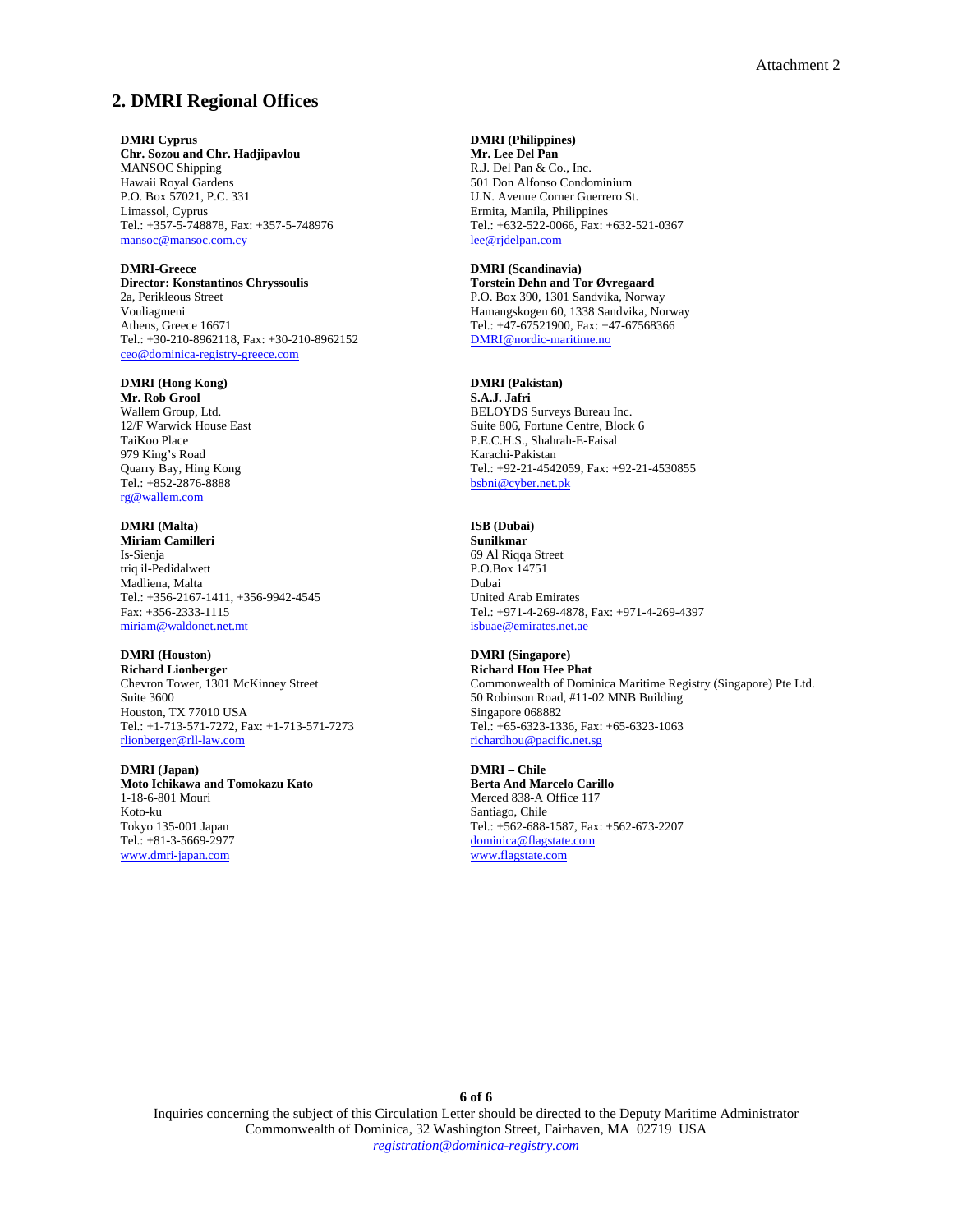Attachment 2

## 2. DMRI Regional Offices

**DMRI Cyprus**
**Chr. Sozou and Chr. Hadjipavlou**
MANSOC Shipping
Hawaii Royal Gardens
P.O. Box 57021, P.C. 331
Limassol, Cyprus
Tel.: +357-5-748878, Fax: +357-5-748976
mansoc@mansoc.com.cy

**DMRI-Greece**
**Director: Konstantinos Chryssoulis**
2a, Perikleous Street
Vouliagmeni
Athens, Greece 16671
Tel.: +30-210-8962118, Fax: +30-210-8962152
ceo@dominica-registry-greece.com

**DMRI (Hong Kong)**
**Mr. Rob Grool**
Wallem Group, Ltd.
12/F Warwick House East
TaiKoo Place
979 King's Road
Quarry Bay, Hing Kong
Tel.: +852-2876-8888
rg@wallem.com

**DMRI (Malta)**
**Miriam Camilleri**
Is-Sienja
triq il-Pedidalwett
Madliena, Malta
Tel.: +356-2167-1411, +356-9942-4545
Fax: +356-2333-1115
miriam@waldonet.net.mt

**DMRI (Houston)**
**Richard Lionberger**
Chevron Tower, 1301 McKinney Street
Suite 3600
Houston, TX 77010 USA
Tel.: +1-713-571-7272, Fax: +1-713-571-7273
rlionberger@rll-law.com

**DMRI (Japan)**
**Moto Ichikawa and Tomokazu Kato**
1-18-6-801 Mouri
Koto-ku
Tokyo 135-001 Japan
Tel.: +81-3-5669-2977
www.dmri-japan.com

**DMRI (Philippines)**
**Mr. Lee Del Pan**
R.J. Del Pan & Co., Inc.
501 Don Alfonso Condominium
U.N. Avenue Corner Guerrero St.
Ermita, Manila, Philippines
Tel.: +632-522-0066, Fax: +632-521-0367
lee@rjdelpan.com

**DMRI (Scandinavia)**
**Torstein Dehn and Tor Øvregaard**
P.O. Box 390, 1301 Sandvika, Norway
Hamangskogen 60, 1338 Sandvika, Norway
Tel.: +47-67521900, Fax: +47-67568366
DMRI@nordic-maritime.no

**DMRI (Pakistan)**
**S.A.J. Jafri**
BELOYDS Surveys Bureau Inc.
Suite 806, Fortune Centre, Block 6
P.E.C.H.S., Shahrah-E-Faisal
Karachi-Pakistan
Tel.: +92-21-4542059, Fax: +92-21-4530855
bsbni@cyber.net.pk

**ISB (Dubai)**
**Sunilkmar**
69 Al Riqqa Street
P.O.Box 14751
Dubai
United Arab Emirates
Tel.: +971-4-269-4878, Fax: +971-4-269-4397
isbuae@emirates.net.ae

**DMRI (Singapore)**
**Richard Hou Hee Phat**
Commonwealth of Dominica Maritime Registry (Singapore) Pte Ltd.
50 Robinson Road, #11-02 MNB Building
Singapore 068882
Tel.: +65-6323-1336, Fax: +65-6323-1063
richardhou@pacific.net.sg

**DMRI – Chile**
**Berta And Marcelo Carillo**
Merced 838-A Office 117
Santiago, Chile
Tel.: +562-688-1587, Fax: +562-673-2207
dominica@flagstate.com
www.flagstate.com

Inquiries concerning the subject of this Circulation Letter should be directed to the Deputy Maritime Administrator
Commonwealth of Dominica, 32 Washington Street, Fairhaven, MA 02719 USA
*registration@dominica-registry.com*